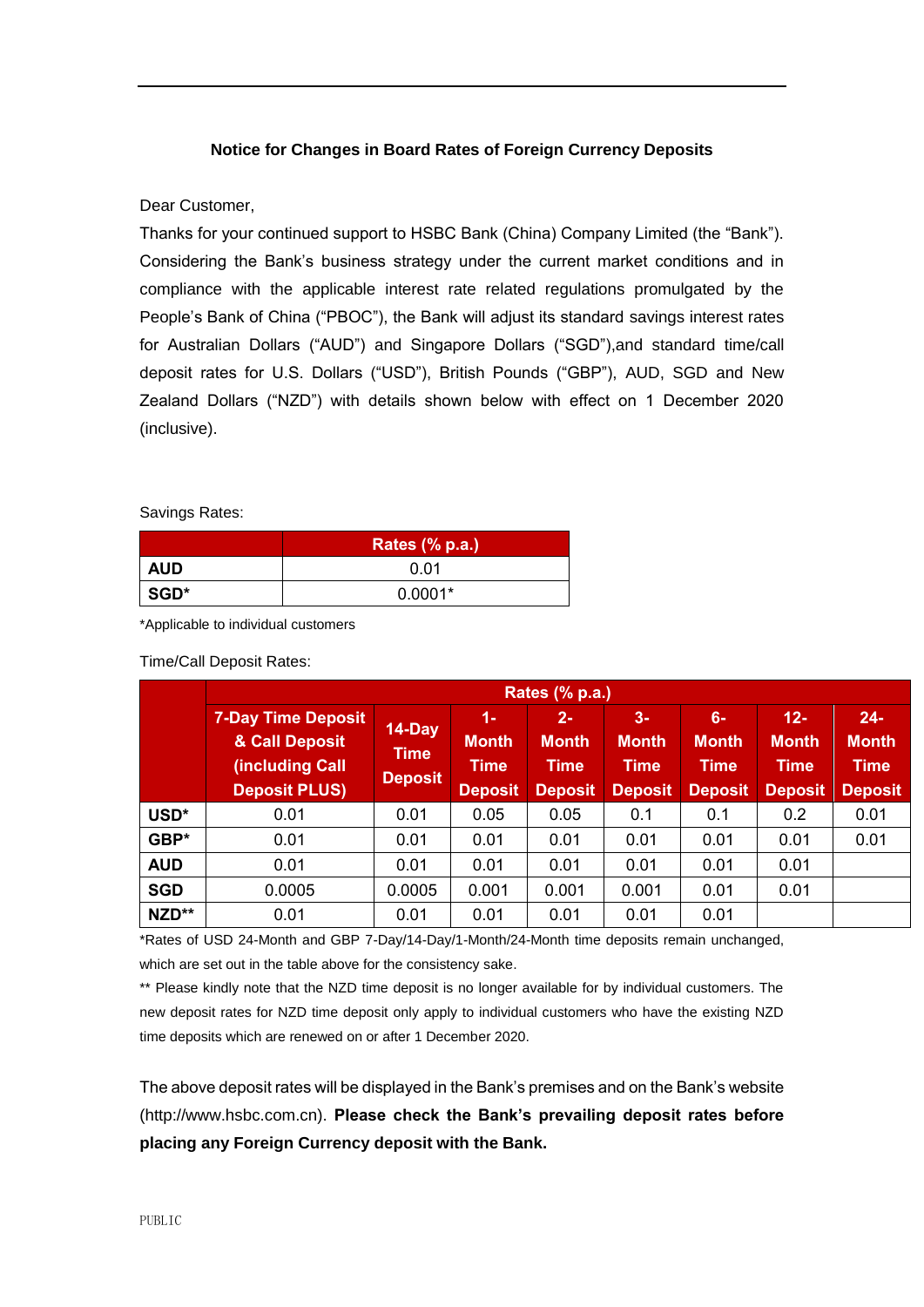**Notice for Changes in Board Rates of Foreign Currency Deposits**

Dear Customer,

Thanks for your continued support to HSBC Bank (China) Company Limited (the "Bank"). Considering the Bank's business strategy under the current market conditions and in compliance with the applicable interest rate related regulations promulgated by the People's Bank of China ("PBOC"), the Bank will adjust its standard savings interest rates for Australian Dollars ("AUD") and Singapore Dollars ("SGD"),and standard time/call deposit rates for U.S. Dollars ("USD"), British Pounds ("GBP"), AUD, SGD and New Zealand Dollars ("NZD") with details shown below with effect on 1 December 2020 (inclusive).

Savings Rates:

| | Rates (% p.a.) |
|---|---|
| **AUD** | 0.01 |
| **SGD*** | 0.0001* |

*Applicable to individual customers

Time/Call Deposit Rates:

| | Rates (% p.a.) | | | | | | | |
|---|---|---|---|---|---|---|---|---|
| | 7-Day Time Deposit & Call Deposit (including Call Deposit PLUS) | 14-Day Time Deposit | 1-Month Time Deposit | 2-Month Time Deposit | 3-Month Time Deposit | 6-Month Time Deposit | 12-Month Time Deposit | 24-Month Time Deposit |
| **USD*** | 0.01 | 0.01 | 0.05 | 0.05 | 0.1 | 0.1 | 0.2 | 0.01 |
| **GBP*** | 0.01 | 0.01 | 0.01 | 0.01 | 0.01 | 0.01 | 0.01 | 0.01 |
| **AUD** | 0.01 | 0.01 | 0.01 | 0.01 | 0.01 | 0.01 | 0.01 | |
| **SGD** | 0.0005 | 0.0005 | 0.001 | 0.001 | 0.001 | 0.01 | 0.01 | |
| **NZD**** | 0.01 | 0.01 | 0.01 | 0.01 | 0.01 | 0.01 | | |

*Rates of USD 24-Month and GBP 7-Day/14-Day/1-Month/24-Month time deposits remain unchanged, which are set out in the table above for the consistency sake.

** Please kindly note that the NZD time deposit is no longer available for by individual customers. The new deposit rates for NZD time deposit only apply to individual customers who have the existing NZD time deposits which are renewed on or after 1 December 2020.

The above deposit rates will be displayed in the Bank's premises and on the Bank's website (http://www.hsbc.com.cn). **Please check the Bank's prevailing deposit rates before placing any Foreign Currency deposit with the Bank.**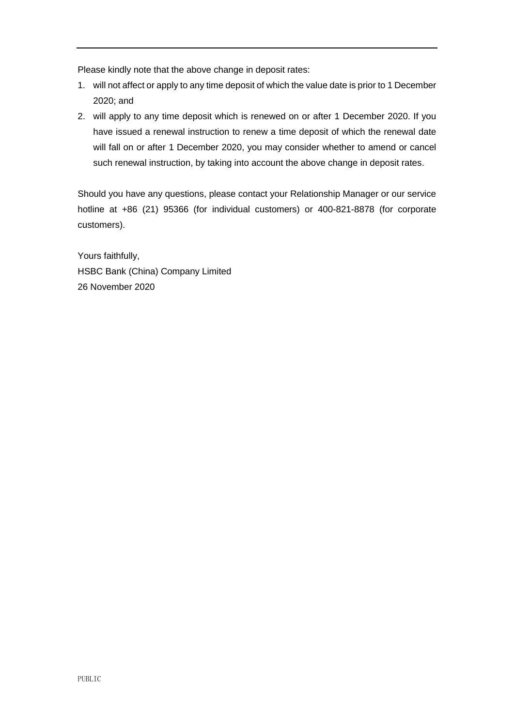---

Please kindly note that the above change in deposit rates:

1. will not affect or apply to any time deposit of which the value date is prior to 1 December 2020; and
2. will apply to any time deposit which is renewed on or after 1 December 2020. If you have issued a renewal instruction to renew a time deposit of which the renewal date will fall on or after 1 December 2020, you may consider whether to amend or cancel such renewal instruction, by taking into account the above change in deposit rates.

Should you have any questions, please contact your Relationship Manager or our service hotline at +86 (21) 95366 (for individual customers) or 400-821-8878 (for corporate customers).

Yours faithfully,  
HSBC Bank (China) Company Limited  
26 November 2020

PUBLIC